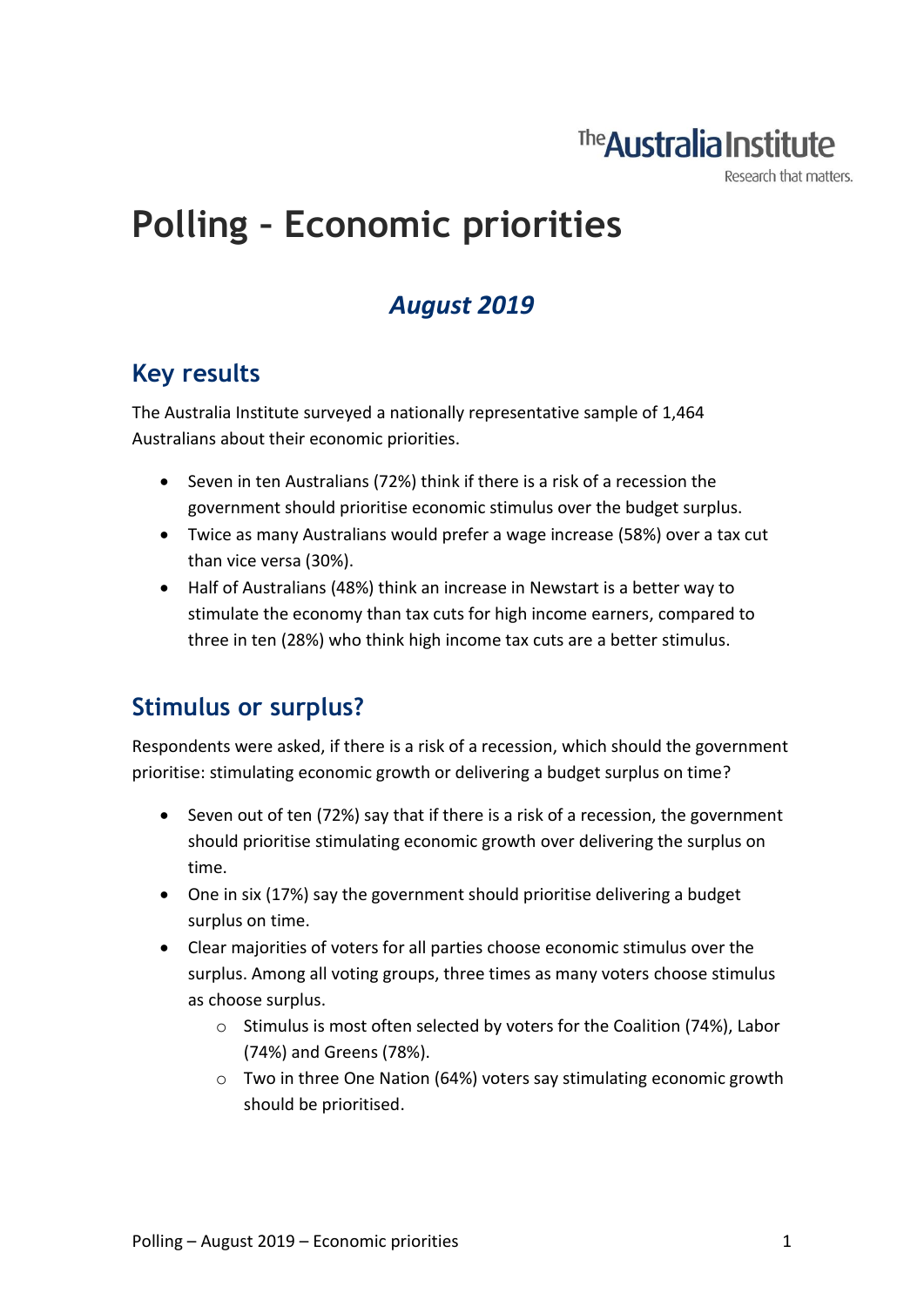# Polling – Economic priorities

## *August 2019*

## Key results

The Australia Institute surveyed a nationally representative sample of 1,464 Australians about their economic priorities.

- Seven in ten Australians (72%) think if there is a risk of a recession the government should prioritise economic stimulus over the budget surplus.
- Twice as many Australians would prefer a wage increase (58%) over a tax cut than vice versa (30%).
- Half of Australians (48%) think an increase in Newstart is a better way to stimulate the economy than tax cuts for high income earners, compared to three in ten (28%) who think high income tax cuts are a better stimulus.

## Stimulus or surplus?

Respondents were asked, if there is a risk of a recession, which should the government prioritise: stimulating economic growth or delivering a budget surplus on time?

- Seven out of ten (72%) say that if there is a risk of a recession, the government should prioritise stimulating economic growth over delivering the surplus on time.
- One in six (17%) say the government should prioritise delivering a budget surplus on time.
- Clear majorities of voters for all parties choose economic stimulus over the surplus. Among all voting groups, three times as many voters choose stimulus as choose surplus.
    - Stimulus is most often selected by voters for the Coalition (74%), Labor (74%) and Greens (78%).
    - Two in three One Nation (64%) voters say stimulating economic growth should be prioritised.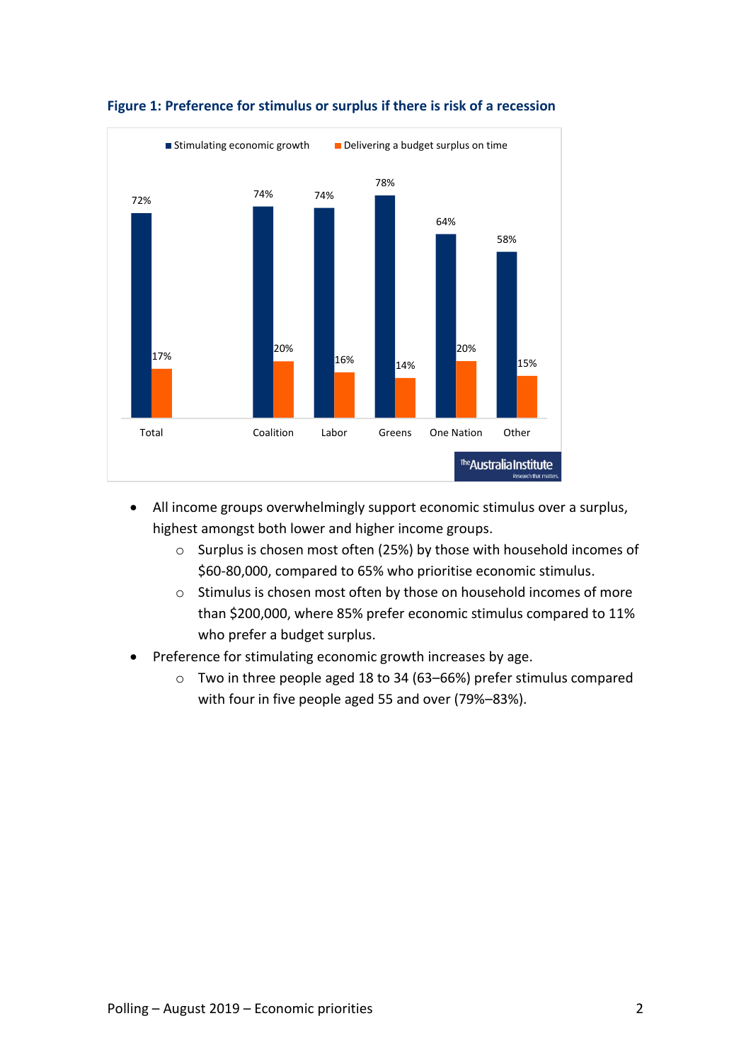**Figure 1: Preference for stimulus or surplus if there is risk of a recession**

| | Stimulating economic growth | Delivering a budget surplus on time |
|---|---|---|
| Total | 72% | 17% |
| Coalition | 74% | 20% |
| Labor | 74% | 16% |
| Greens | 78% | 14% |
| One Nation | 64% | 20% |
| Other | 58% | 15% |

- All income groups overwhelmingly support economic stimulus over a surplus, highest amongst both lower and higher income groups.
    - Surplus is chosen most often (25%) by those with household incomes of $60-80,000, compared to 65% who prioritise economic stimulus.
    - Stimulus is chosen most often by those on household incomes of more than $200,000, where 85% prefer economic stimulus compared to 11% who prefer a budget surplus.
- Preference for stimulating economic growth increases by age.
    - Two in three people aged 18 to 34 (63–66%) prefer stimulus compared with four in five people aged 55 and over (79%–83%).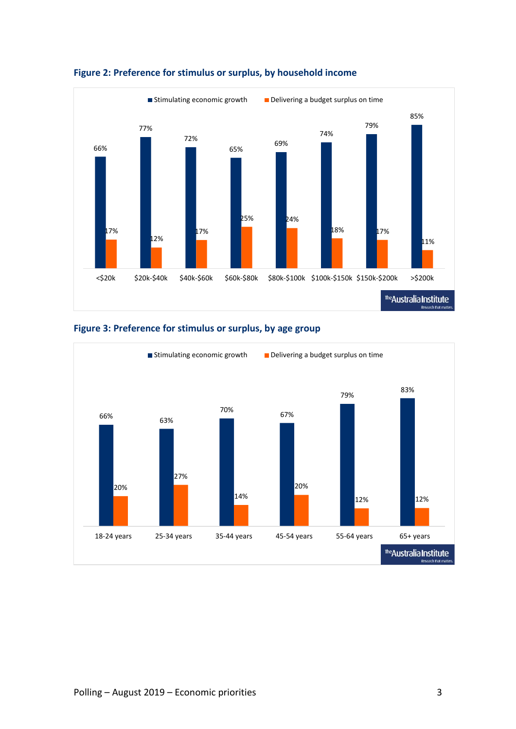**Figure 2: Preference for stimulus or surplus, by household income**

| Household income | Stimulating economic growth | Delivering a budget surplus on time |
| --- | --- | --- |
| <$20k | 66% | 17% |
| $20k-$40k | 77% | 12% |
| $40k-$60k | 72% | 17% |
| $60k-$80k | 65% | 25% |
| $80k-$100k | 69% | 24% |
| $100k-$150k | 74% | 18% |
| $150k-$200k | 79% | 17% |
| >$200k | 85% | 11% |

**Figure 3: Preference for stimulus or surplus, by age group**

| Age group | Stimulating economic growth | Delivering a budget surplus on time |
| --- | --- | --- |
| 18-24 years | 66% | 20% |
| 25-34 years | 63% | 27% |
| 35-44 years | 70% | 14% |
| 45-54 years | 67% | 20% |
| 55-64 years | 79% | 12% |
| 65+ years | 83% | 12% |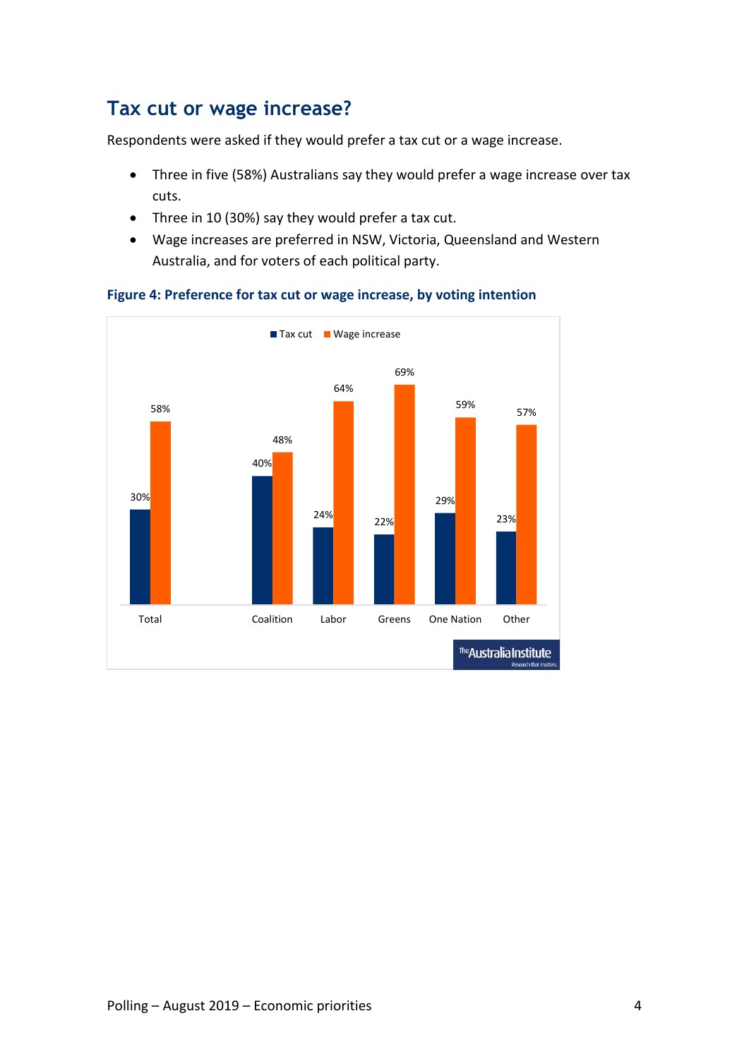## Tax cut or wage increase?

Respondents were asked if they would prefer a tax cut or a wage increase.

- Three in five (58%) Australians say they would prefer a wage increase over tax cuts.
- Three in 10 (30%) say they would prefer a tax cut.
- Wage increases are preferred in NSW, Victoria, Queensland and Western Australia, and for voters of each political party.

**Figure 4: Preference for tax cut or wage increase, by voting intention**

| | Tax cut | Wage increase |
|---|---|---|
| Total | 30% | 58% |
| Coalition | 40% | 48% |
| Labor | 24% | 64% |
| Greens | 22% | 69% |
| One Nation | 29% | 59% |
| Other | 23% | 57% |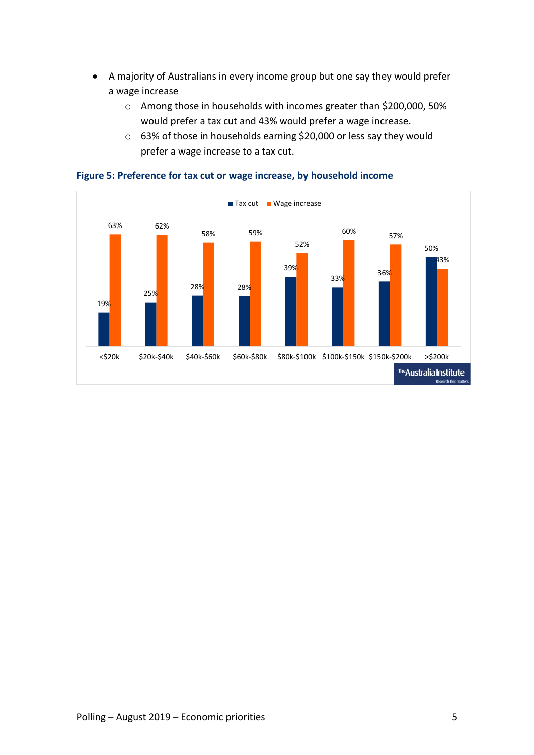- A majority of Australians in every income group but one say they would prefer a wage increase
    - Among those in households with incomes greater than $200,000, 50% would prefer a tax cut and 43% would prefer a wage increase.
    - 63% of those in households earning $20,000 or less say they would prefer a wage increase to a tax cut.

**Figure 5: Preference for tax cut or wage increase, by household income**

| Household income | Tax cut | Wage increase |
|---|---|---|
| <$20k | 19% | 63% |
| $20k-$40k | 25% | 62% |
| $40k-$60k | 28% | 58% |
| $60k-$80k | 28% | 59% |
| $80k-$100k | 39% | 52% |
| $100k-$150k | 33% | 60% |
| $150k-$200k | 36% | 57% |
| >$200k | 50% | 43% |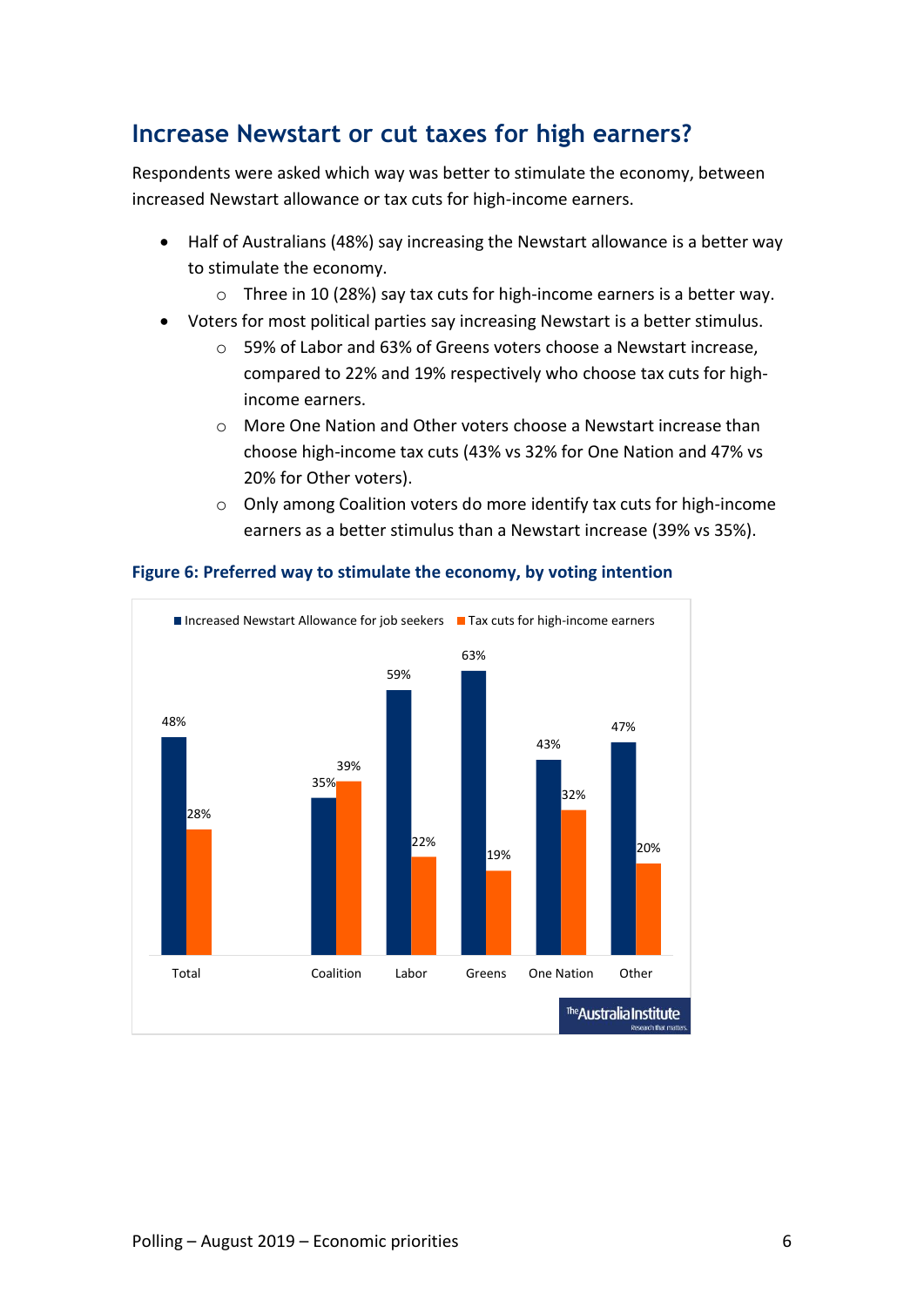## Increase Newstart or cut taxes for high earners?

Respondents were asked which way was better to stimulate the economy, between increased Newstart allowance or tax cuts for high-income earners.

- Half of Australians (48%) say increasing the Newstart allowance is a better way to stimulate the economy.
  - Three in 10 (28%) say tax cuts for high-income earners is a better way.
- Voters for most political parties say increasing Newstart is a better stimulus.
  - 59% of Labor and 63% of Greens voters choose a Newstart increase, compared to 22% and 19% respectively who choose tax cuts for high-income earners.
  - More One Nation and Other voters choose a Newstart increase than choose high-income tax cuts (43% vs 32% for One Nation and 47% vs 20% for Other voters).
  - Only among Coalition voters do more identify tax cuts for high-income earners as a better stimulus than a Newstart increase (39% vs 35%).

**Figure 6: Preferred way to stimulate the economy, by voting intention**

| | Increased Newstart Allowance for job seekers | Tax cuts for high-income earners |
|---|---|---|
| Total | 48% | 28% |
| Coalition | 35% | 39% |
| Labor | 59% | 22% |
| Greens | 63% | 19% |
| One Nation | 43% | 32% |
| Other | 47% | 20% |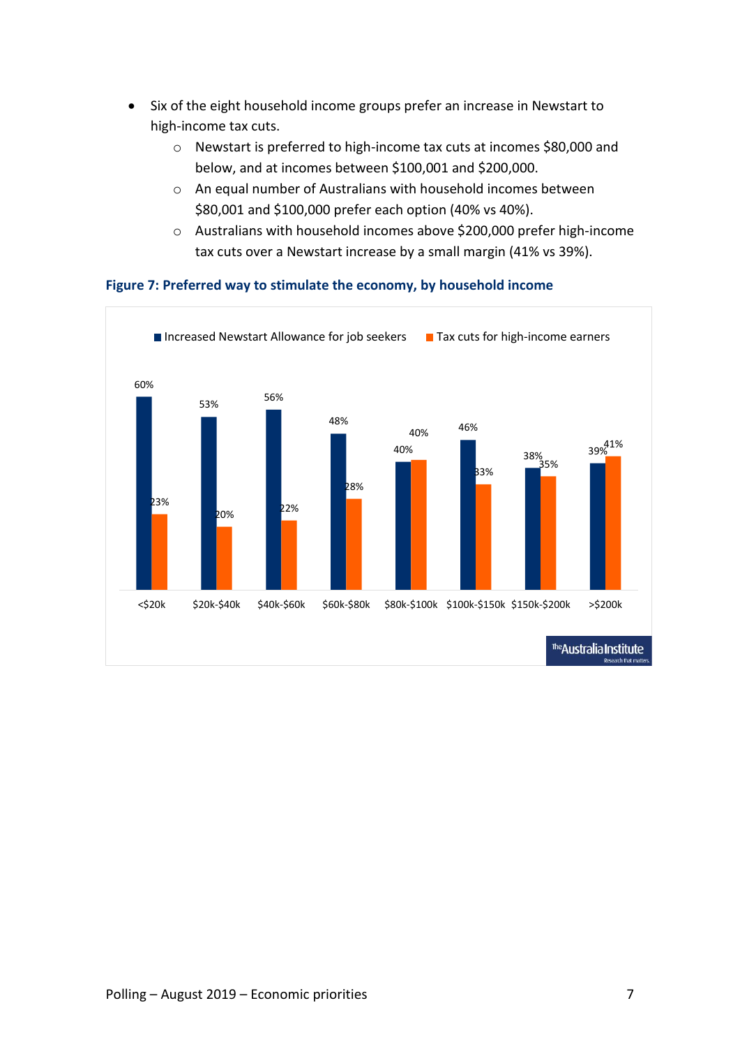- Six of the eight household income groups prefer an increase in Newstart to high-income tax cuts.
  - Newstart is preferred to high-income tax cuts at incomes $80,000 and below, and at incomes between $100,001 and $200,000.
  - An equal number of Australians with household incomes between $80,001 and $100,000 prefer each option (40% vs 40%).
  - Australians with household incomes above $200,000 prefer high-income tax cuts over a Newstart increase by a small margin (41% vs 39%).

**Figure 7: Preferred way to stimulate the economy, by household income**

| Household income | Increased Newstart Allowance for job seekers | Tax cuts for high-income earners |
|---|---|---|
| <$20k | 60% | 23% |
| $20k-$40k | 53% | 20% |
| $40k-$60k | 56% | 22% |
| $60k-$80k | 48% | 28% |
| $80k-$100k | 40% | 40% |
| $100k-$150k | 46% | 33% |
| $150k-$200k | 38% | 35% |
| >$200k | 39% | 41% |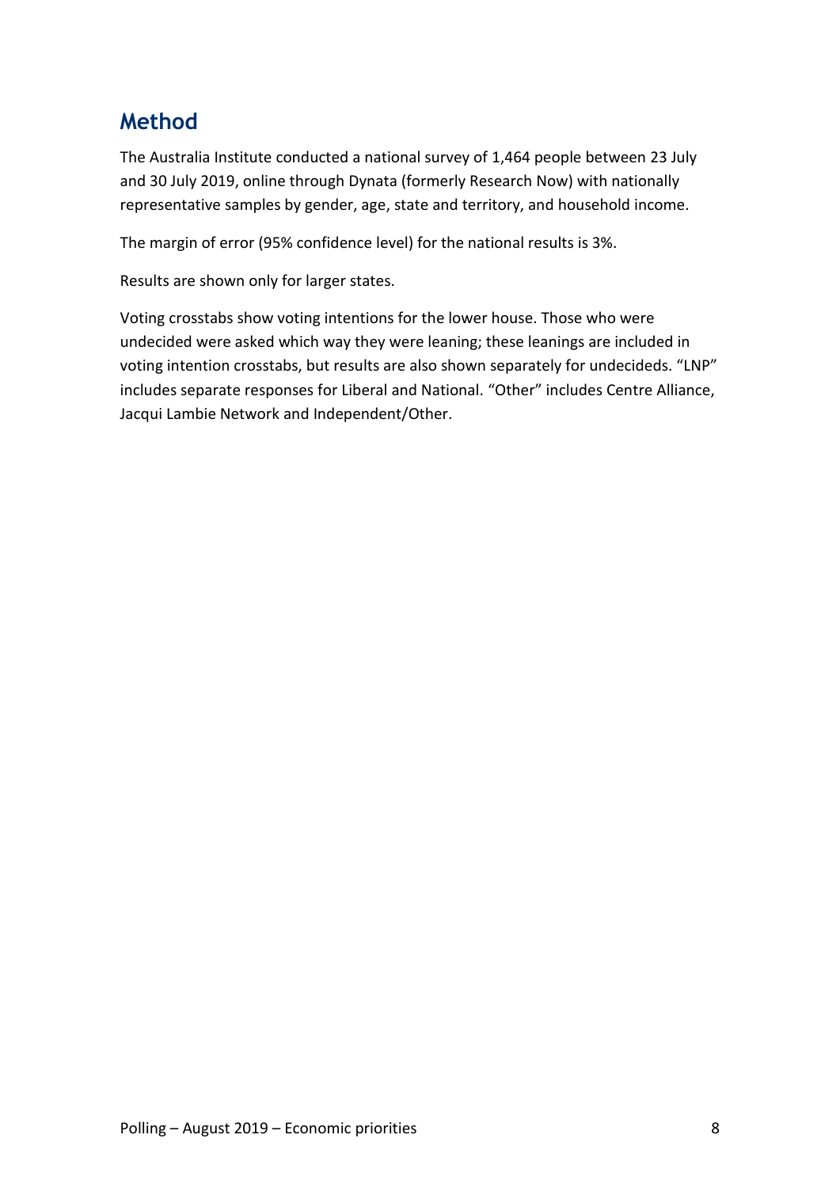## Method

The Australia Institute conducted a national survey of 1,464 people between 23 July and 30 July 2019, online through Dynata (formerly Research Now) with nationally representative samples by gender, age, state and territory, and household income.

The margin of error (95% confidence level) for the national results is 3%.

Results are shown only for larger states.

Voting crosstabs show voting intentions for the lower house. Those who were undecided were asked which way they were leaning; these leanings are included in voting intention crosstabs, but results are also shown separately for undecideds. "LNP" includes separate responses for Liberal and National. "Other" includes Centre Alliance, Jacqui Lambie Network and Independent/Other.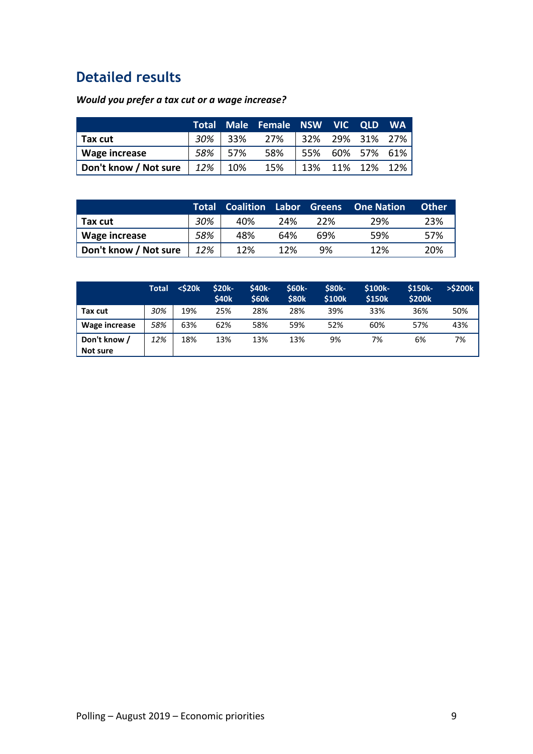## Detailed results

***Would you prefer a tax cut or a wage increase?***

| | Total | Male | Female | NSW | VIC | QLD | WA |
|---|---|---|---|---|---|---|---|
| **Tax cut** | *30%* | 33% | 27% | 32% | 29% | 31% | 27% |
| **Wage increase** | *58%* | 57% | 58% | 55% | 60% | 57% | 61% |
| **Don't know / Not sure** | *12%* | 10% | 15% | 13% | 11% | 12% | 12% |

| | Total | Coalition | Labor | Greens | One Nation | Other |
|---|---|---|---|---|---|---|
| **Tax cut** | *30%* | 40% | 24% | 22% | 29% | 23% |
| **Wage increase** | *58%* | 48% | 64% | 69% | 59% | 57% |
| **Don't know / Not sure** | *12%* | 12% | 12% | 9% | 12% | 20% |

| | Total | <$20k | $20k-$40k | $40k-$60k | $60k-$80k | $80k-$100k | $100k-$150k | $150k-$200k | >$200k |
|---|---|---|---|---|---|---|---|---|---|
| **Tax cut** | *30%* | 19% | 25% | 28% | 28% | 39% | 33% | 36% | 50% |
| **Wage increase** | *58%* | 63% | 62% | 58% | 59% | 52% | 60% | 57% | 43% |
| **Don't know / Not sure** | *12%* | 18% | 13% | 13% | 13% | 9% | 7% | 6% | 7% |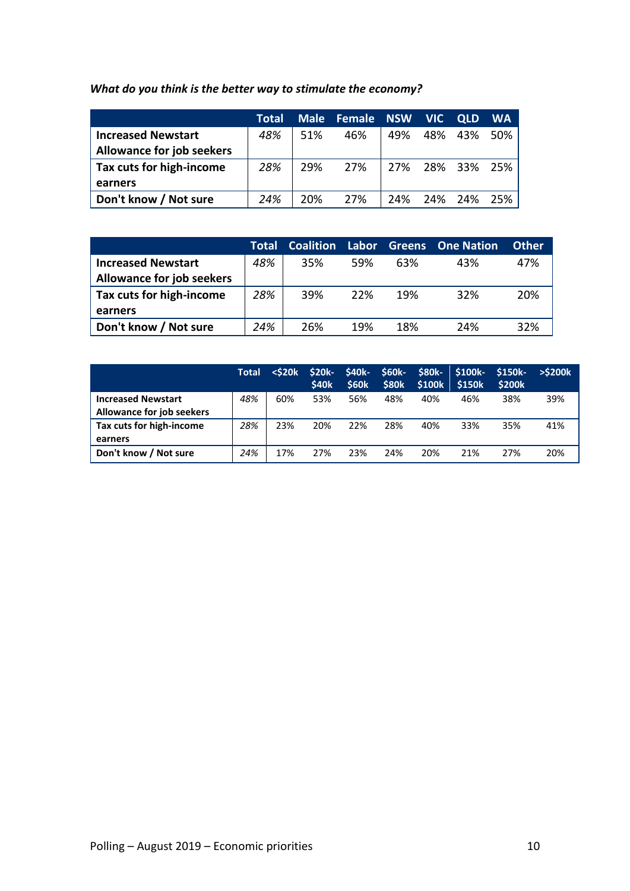*What do you think is the better way to stimulate the economy?*

| | Total | Male | Female | NSW | VIC | QLD | WA |
|---|---|---|---|---|---|---|---|
| **Increased Newstart Allowance for job seekers** | *48%* | 51% | 46% | 49% | 48% | 43% | 50% |
| **Tax cuts for high-income earners** | *28%* | 29% | 27% | 27% | 28% | 33% | 25% |
| **Don't know / Not sure** | *24%* | 20% | 27% | 24% | 24% | 24% | 25% |

| | Total | Coalition | Labor | Greens | One Nation | Other |
|---|---|---|---|---|---|---|
| **Increased Newstart Allowance for job seekers** | *48%* | 35% | 59% | 63% | 43% | 47% |
| **Tax cuts for high-income earners** | *28%* | 39% | 22% | 19% | 32% | 20% |
| **Don't know / Not sure** | *24%* | 26% | 19% | 18% | 24% | 32% |

| | Total | <$20k | $20k-$40k | $40k-$60k | $60k-$80k | $80k-$100k | $100k-$150k | $150k-$200k | >$200k |
|---|---|---|---|---|---|---|---|---|---|
| **Increased Newstart Allowance for job seekers** | *48%* | 60% | 53% | 56% | 48% | 40% | 46% | 38% | 39% |
| **Tax cuts for high-income earners** | *28%* | 23% | 20% | 22% | 28% | 40% | 33% | 35% | 41% |
| **Don't know / Not sure** | *24%* | 17% | 27% | 23% | 24% | 20% | 21% | 27% | 20% |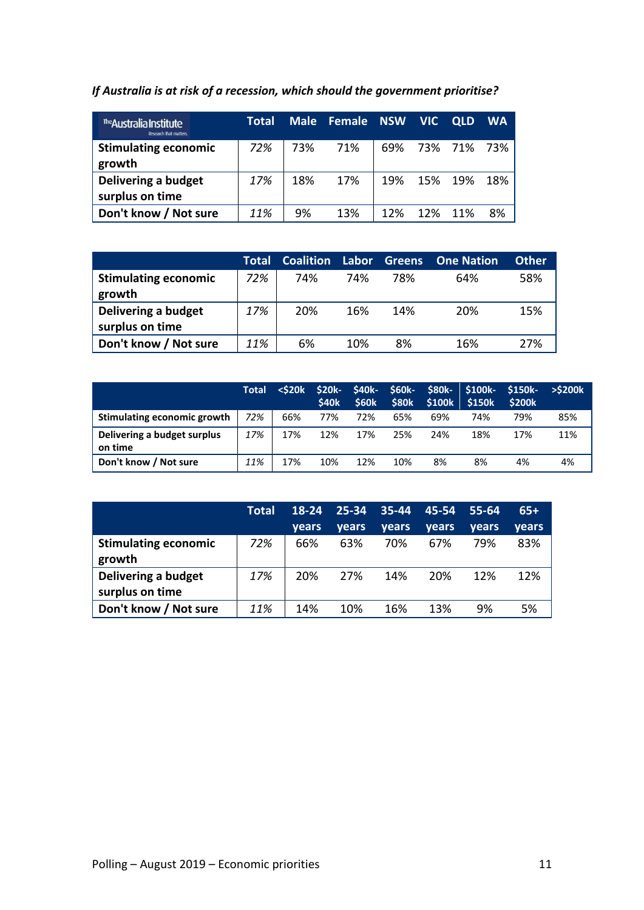*If Australia is at risk of a recession, which should the government prioritise?*

| The Australia Institute | Total | Male | Female | NSW | VIC | QLD | WA |
|---|---|---|---|---|---|---|---|
| Stimulating economic growth | *72%* | 73% | 71% | 69% | 73% | 71% | 73% |
| Delivering a budget surplus on time | *17%* | 18% | 17% | 19% | 15% | 19% | 18% |
| Don't know / Not sure | *11%* | 9% | 13% | 12% | 12% | 11% | 8% |

| | Total | Coalition | Labor | Greens | One Nation | Other |
|---|---|---|---|---|---|---|
| Stimulating economic growth | *72%* | 74% | 74% | 78% | 64% | 58% |
| Delivering a budget surplus on time | *17%* | 20% | 16% | 14% | 20% | 15% |
| Don't know / Not sure | *11%* | 6% | 10% | 8% | 16% | 27% |

| | Total | <$20k | $20k-$40k | $40k-$60k | $60k-$80k | $80k-$100k | $100k-$150k | $150k-$200k | >$200k |
|---|---|---|---|---|---|---|---|---|---|
| Stimulating economic growth | *72%* | 66% | 77% | 72% | 65% | 69% | 74% | 79% | 85% |
| Delivering a budget surplus on time | *17%* | 17% | 12% | 17% | 25% | 24% | 18% | 17% | 11% |
| Don't know / Not sure | *11%* | 17% | 10% | 12% | 10% | 8% | 8% | 4% | 4% |

| | Total | 18-24 years | 25-34 years | 35-44 years | 45-54 years | 55-64 years | 65+ years |
|---|---|---|---|---|---|---|---|
| Stimulating economic growth | *72%* | 66% | 63% | 70% | 67% | 79% | 83% |
| Delivering a budget surplus on time | *17%* | 20% | 27% | 14% | 20% | 12% | 12% |
| Don't know / Not sure | *11%* | 14% | 10% | 16% | 13% | 9% | 5% |